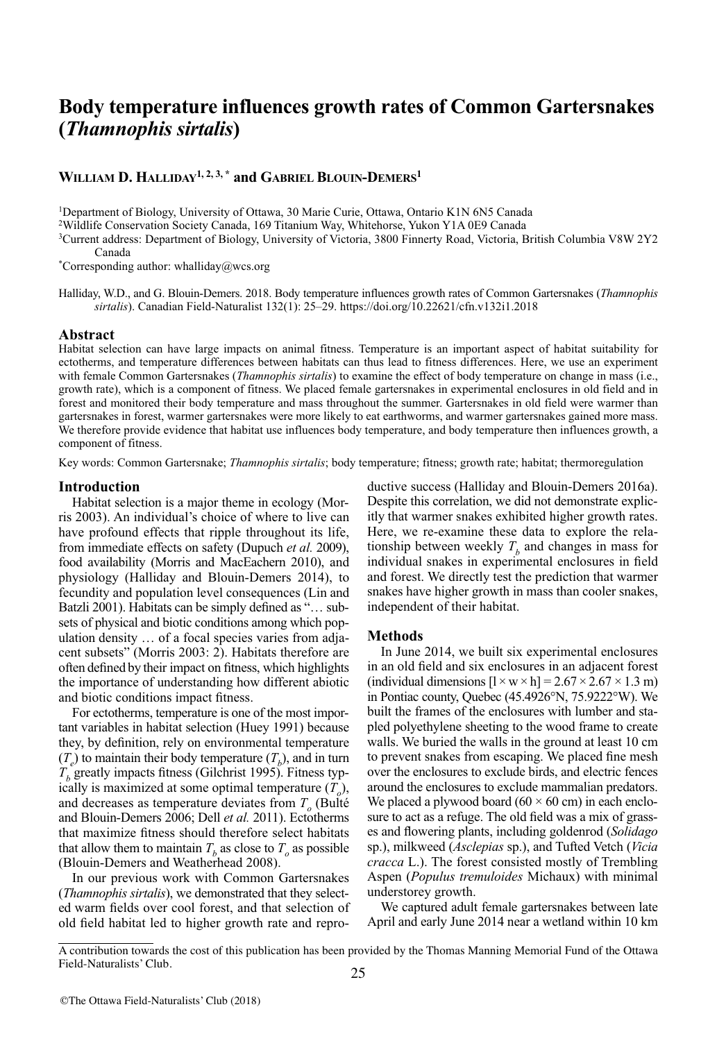# Body temperature influences growth rates of Common Gartersnakes (*Thamnophis sirtalis*)

**William D. Halliday**[1, 2, 3, *] **and Gabriel Blouin-Demers**[1]

[1]Department of Biology, University of Ottawa, 30 Marie Curie, Ottawa, Ontario K1N 6N5 Canada

[2]Wildlife Conservation Society Canada, 169 Titanium Way, Whitehorse, Yukon Y1A 0E9 Canada

[3]Current address: Department of Biology, University of Victoria, 3800 Finnerty Road, Victoria, British Columbia V8W 2Y2 Canada

[*]Corresponding author: whalliday@wcs.org

Halliday, W.D., and G. Blouin-Demers. 2018. Body temperature influences growth rates of Common Gartersnakes (*Thamnophis sirtalis*). Canadian Field-Naturalist 132(1): 25–29. https://doi.org/10.22621/cfn.v132i1.2018

## Abstract

Habitat selection can have large impacts on animal fitness. Temperature is an important aspect of habitat suitability for ectotherms, and temperature differences between habitats can thus lead to fitness differences. Here, we use an experiment with female Common Gartersnakes (*Thamnophis sirtalis*) to examine the effect of body temperature on change in mass (i.e., growth rate), which is a component of fitness. We placed female gartersnakes in experimental enclosures in old field and in forest and monitored their body temperature and mass throughout the summer. Gartersnakes in old field were warmer than gartersnakes in forest, warmer gartersnakes were more likely to eat earthworms, and warmer gartersnakes gained more mass. We therefore provide evidence that habitat use influences body temperature, and body temperature then influences growth, a component of fitness.

Key words: Common Gartersnake; *Thamnophis sirtalis*; body temperature; fitness; growth rate; habitat; thermoregulation

## Introduction

Habitat selection is a major theme in ecology (Morris 2003). An individual's choice of where to live can have profound effects that ripple throughout its life, from immediate effects on safety (Dupuch *et al.* 2009), food availability (Morris and MacEachern 2010), and physiology (Halliday and Blouin-Demers 2014), to fecundity and population level consequences (Lin and Batzli 2001). Habitats can be simply defined as "… subsets of physical and biotic conditions among which population density … of a focal species varies from adjacent subsets" (Morris 2003: 2). Habitats therefore are often defined by their impact on fitness, which highlights the importance of understanding how different abiotic and biotic conditions impact fitness.

For ectotherms, temperature is one of the most important variables in habitat selection (Huey 1991) because they, by definition, rely on environmental temperature ($T_e$) to maintain their body temperature ($T_b$), and in turn $T_b$ greatly impacts fitness (Gilchrist 1995). Fitness typically is maximized at some optimal temperature ($T_o$), and decreases as temperature deviates from $T_o$ (Bulté and Blouin-Demers 2006; Dell *et al.* 2011). Ectotherms that maximize fitness should therefore select habitats that allow them to maintain $T_b$ as close to $T_o$ as possible (Blouin-Demers and Weatherhead 2008).

In our previous work with Common Gartersnakes (*Thamnophis sirtalis*), we demonstrated that they selected warm fields over cool forest, and that selection of old field habitat led to higher growth rate and reproductive success (Halliday and Blouin-Demers 2016a). Despite this correlation, we did not demonstrate explicitly that warmer snakes exhibited higher growth rates. Here, we re-examine these data to explore the relationship between weekly $T_b$ and changes in mass for individual snakes in experimental enclosures in field and forest. We directly test the prediction that warmer snakes have higher growth in mass than cooler snakes, independent of their habitat.

## Methods

In June 2014, we built six experimental enclosures in an old field and six enclosures in an adjacent forest (individual dimensions [l × w × h] = 2.67 × 2.67 × 1.3 m) in Pontiac county, Quebec (45.4926°N, 75.9222°W). We built the frames of the enclosures with lumber and stapled polyethylene sheeting to the wood frame to create walls. We buried the walls in the ground at least 10 cm to prevent snakes from escaping. We placed fine mesh over the enclosures to exclude birds, and electric fences around the enclosures to exclude mammalian predators. We placed a plywood board (60 × 60 cm) in each enclosure to act as a refuge. The old field was a mix of grasses and flowering plants, including goldenrod (*Solidago* sp.), milkweed (*Asclepias* sp.), and Tufted Vetch (*Vicia cracca* L.). The forest consisted mostly of Trembling Aspen (*Populus tremuloides* Michaux) with minimal understorey growth.

We captured adult female gartersnakes between late April and early June 2014 near a wetland within 10 km

A contribution towards the cost of this publication has been provided by the Thomas Manning Memorial Fund of the Ottawa Field-Naturalists' Club.

©The Ottawa Field-Naturalists' Club (2018)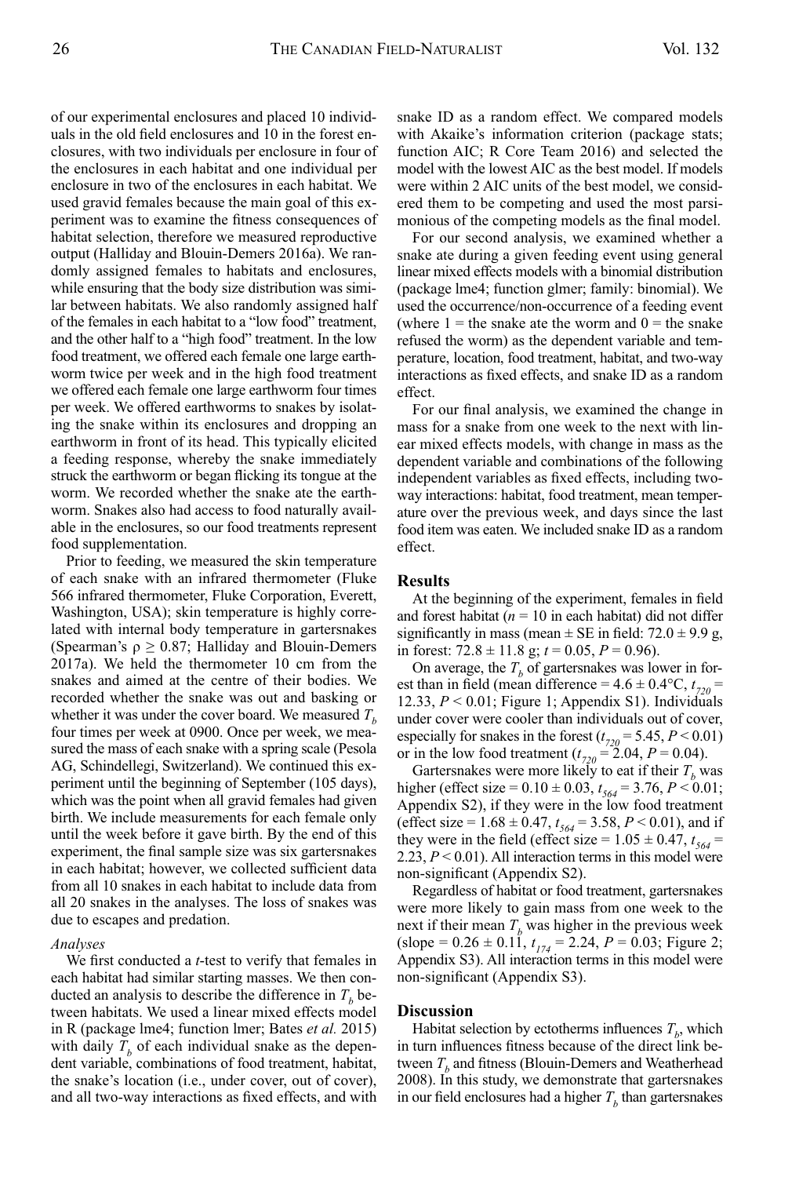of our experimental enclosures and placed 10 individuals in the old field enclosures and 10 in the forest enclosures, with two individuals per enclosure in four of the enclosures in each habitat and one individual per enclosure in two of the enclosures in each habitat. We used gravid females because the main goal of this experiment was to examine the fitness consequences of habitat selection, therefore we measured reproductive output (Halliday and Blouin-Demers 2016a). We randomly assigned females to habitats and enclosures, while ensuring that the body size distribution was similar between habitats. We also randomly assigned half of the females in each habitat to a "low food" treatment, and the other half to a "high food" treatment. In the low food treatment, we offered each female one large earthworm twice per week and in the high food treatment we offered each female one large earthworm four times per week. We offered earthworms to snakes by isolating the snake within its enclosures and dropping an earthworm in front of its head. This typically elicited a feeding response, whereby the snake immediately struck the earthworm or began flicking its tongue at the worm. We recorded whether the snake ate the earthworm. Snakes also had access to food naturally available in the enclosures, so our food treatments represent food supplementation.

Prior to feeding, we measured the skin temperature of each snake with an infrared thermometer (Fluke 566 infrared thermometer, Fluke Corporation, Everett, Washington, USA); skin temperature is highly correlated with internal body temperature in gartersnakes (Spearman's $\rho \geq 0.87$; Halliday and Blouin-Demers 2017a). We held the thermometer 10 cm from the snakes and aimed at the centre of their bodies. We recorded whether the snake was out and basking or whether it was under the cover board. We measured $T_b$ four times per week at 0900. Once per week, we measured the mass of each snake with a spring scale (Pesola AG, Schindellegi, Switzerland). We continued this experiment until the beginning of September (105 days), which was the point when all gravid females had given birth. We include measurements for each female only until the week before it gave birth. By the end of this experiment, the final sample size was six gartersnakes in each habitat; however, we collected sufficient data from all 10 snakes in each habitat to include data from all 20 snakes in the analyses. The loss of snakes was due to escapes and predation.

### *Analyses*

We first conducted a *t*-test to verify that females in each habitat had similar starting masses. We then conducted an analysis to describe the difference in $T_b$ between habitats. We used a linear mixed effects model in R (package lme4; function lmer; Bates *et al.* 2015) with daily $T_b$ of each individual snake as the dependent variable, combinations of food treatment, habitat, the snake's location (i.e., under cover, out of cover), and all two-way interactions as fixed effects, and with snake ID as a random effect. We compared models with Akaike's information criterion (package stats; function AIC; R Core Team 2016) and selected the model with the lowest AIC as the best model. If models were within 2 AIC units of the best model, we considered them to be competing and used the most parsimonious of the competing models as the final model.

For our second analysis, we examined whether a snake ate during a given feeding event using general linear mixed effects models with a binomial distribution (package lme4; function glmer; family: binomial). We used the occurrence/non-occurrence of a feeding event (where 1 = the snake ate the worm and 0 = the snake refused the worm) as the dependent variable and temperature, location, food treatment, habitat, and two-way interactions as fixed effects, and snake ID as a random effect.

For our final analysis, we examined the change in mass for a snake from one week to the next with linear mixed effects models, with change in mass as the dependent variable and combinations of the following independent variables as fixed effects, including two-way interactions: habitat, food treatment, mean temperature over the previous week, and days since the last food item was eaten. We included snake ID as a random effect.

## Results

At the beginning of the experiment, females in field and forest habitat ($n = 10$ in each habitat) did not differ significantly in mass (mean ± SE in field: 72.0 ± 9.9 g, in forest: 72.8 ± 11.8 g; $t = 0.05$, $P = 0.96$).

On average, the $T_b$ of gartersnakes was lower in forest than in field (mean difference = 4.6 ± 0.4°C, $t_{720} = 12.33$, $P < 0.01$; Figure 1; Appendix S1). Individuals under cover were cooler than individuals out of cover, especially for snakes in the forest ($t_{720} = 5.45$, $P < 0.01$) or in the low food treatment ($t_{720} = 2.04$, $P = 0.04$).

Gartersnakes were more likely to eat if their $T_b$ was higher (effect size = 0.10 ± 0.03, $t_{564} = 3.76$, $P < 0.01$; Appendix S2), if they were in the low food treatment (effect size = 1.68 ± 0.47, $t_{564} = 3.58$, $P < 0.01$), and if they were in the field (effect size = 1.05 ± 0.47, $t_{564} = 2.23$, $P < 0.01$). All interaction terms in this model were non-significant (Appendix S2).

Regardless of habitat or food treatment, gartersnakes were more likely to gain mass from one week to the next if their mean $T_b$ was higher in the previous week (slope = 0.26 ± 0.11, $t_{174} = 2.24$, $P = 0.03$; Figure 2; Appendix S3). All interaction terms in this model were non-significant (Appendix S3).

## Discussion

Habitat selection by ectotherms influences $T_b$, which in turn influences fitness because of the direct link between $T_b$ and fitness (Blouin-Demers and Weatherhead 2008). In this study, we demonstrate that gartersnakes in our field enclosures had a higher $T_b$ than gartersnakes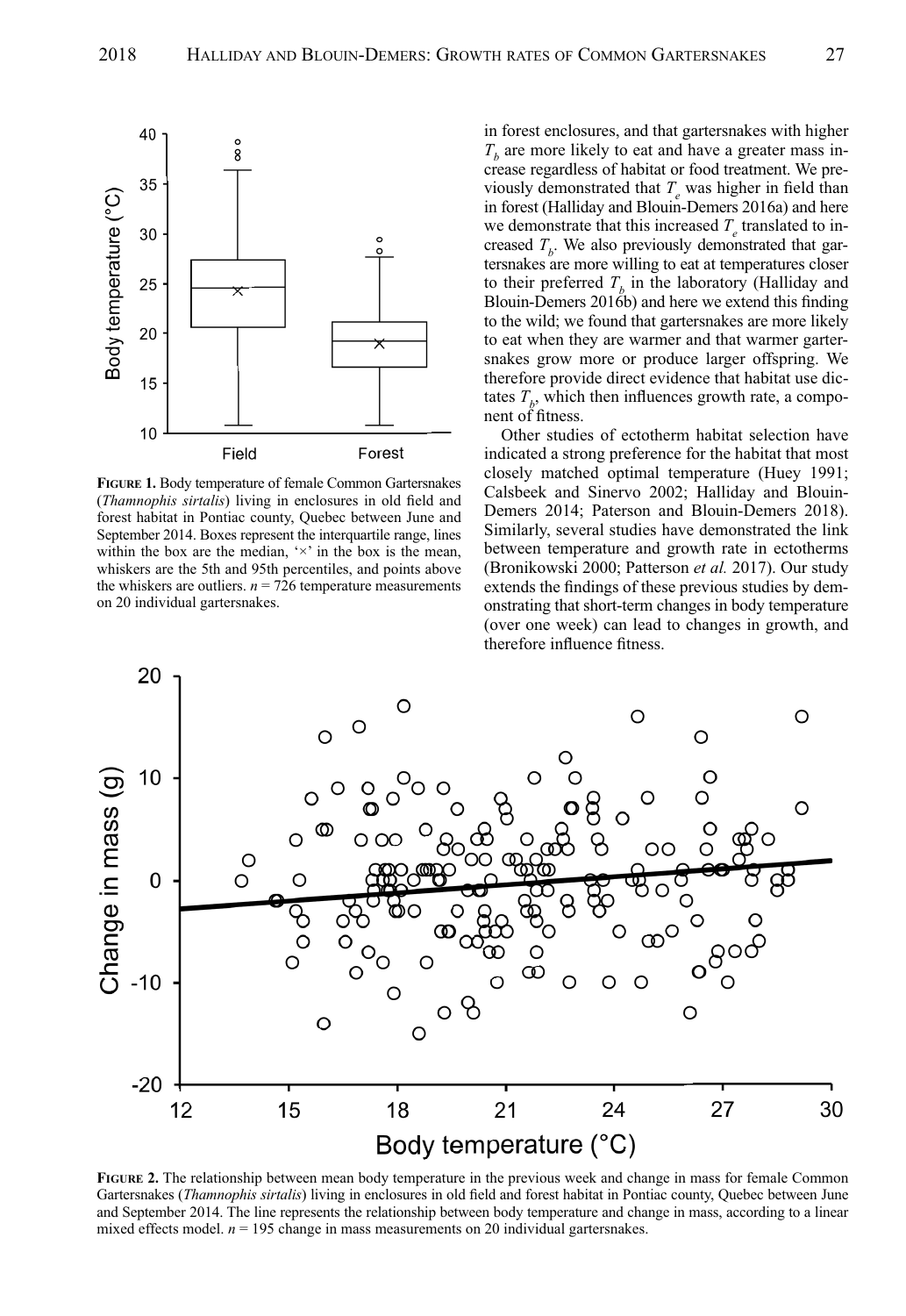**Figure 1.** Body temperature of female Common Gartersnakes (*Thamnophis sirtalis*) living in enclosures in old field and forest habitat in Pontiac county, Quebec between June and September 2014. Boxes represent the interquartile range, lines within the box are the median, '×' in the box is the mean, whiskers are the 5th and 95th percentiles, and points above the whiskers are outliers. $n$ = 726 temperature measurements on 20 individual gartersnakes.

in forest enclosures, and that gartersnakes with higher $T_b$ are more likely to eat and have a greater mass increase regardless of habitat or food treatment. We previously demonstrated that $T_e$ was higher in field than in forest (Halliday and Blouin-Demers 2016a) and here we demonstrate that this increased $T_e$ translated to increased $T_b$. We also previously demonstrated that gartersnakes are more willing to eat at temperatures closer to their preferred $T_b$ in the laboratory (Halliday and Blouin-Demers 2016b) and here we extend this finding to the wild; we found that gartersnakes are more likely to eat when they are warmer and that warmer gartersnakes grow more or produce larger offspring. We therefore provide direct evidence that habitat use dictates $T_b$, which then influences growth rate, a component of fitness.

Other studies of ectotherm habitat selection have indicated a strong preference for the habitat that most closely matched optimal temperature (Huey 1991; Calsbeek and Sinervo 2002; Halliday and Blouin-Demers 2014; Paterson and Blouin-Demers 2018). Similarly, several studies have demonstrated the link between temperature and growth rate in ectotherms (Bronikowski 2000; Patterson *et al.* 2017). Our study extends the findings of these previous studies by demonstrating that short-term changes in body temperature (over one week) can lead to changes in growth, and therefore influence fitness.

**Figure 2.** The relationship between mean body temperature in the previous week and change in mass for female Common Gartersnakes (*Thamnophis sirtalis*) living in enclosures in old field and forest habitat in Pontiac county, Quebec between June and September 2014. The line represents the relationship between body temperature and change in mass, according to a linear mixed effects model. $n$ = 195 change in mass measurements on 20 individual gartersnakes.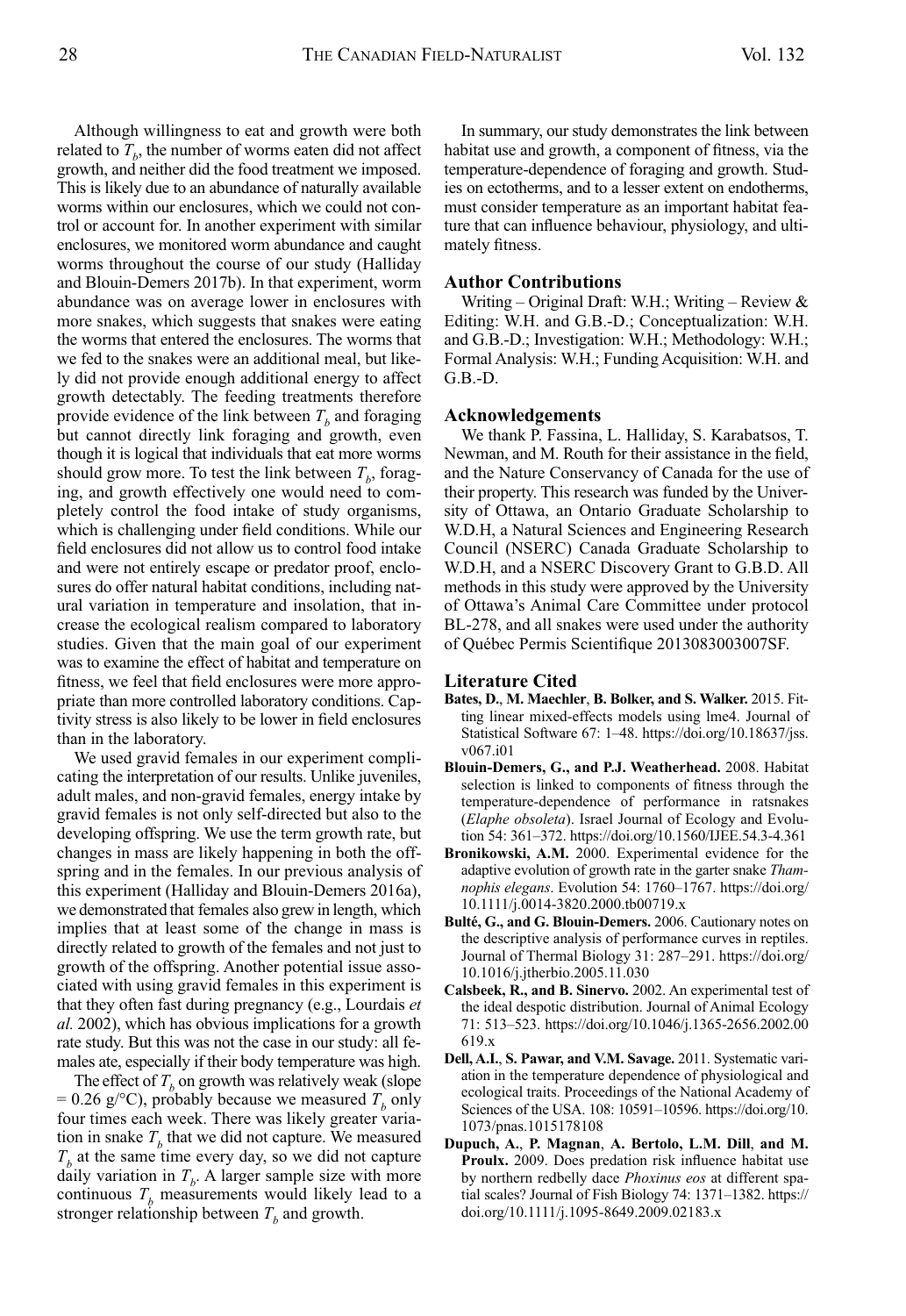Although willingness to eat and growth were both related to $T_b$, the number of worms eaten did not affect growth, and neither did the food treatment we imposed. This is likely due to an abundance of naturally available worms within our enclosures, which we could not control or account for. In another experiment with similar enclosures, we monitored worm abundance and caught worms throughout the course of our study (Halliday and Blouin-Demers 2017b). In that experiment, worm abundance was on average lower in enclosures with more snakes, which suggests that snakes were eating the worms that entered the enclosures. The worms that we fed to the snakes were an additional meal, but likely did not provide enough additional energy to affect growth detectably. The feeding treatments therefore provide evidence of the link between $T_b$ and foraging but cannot directly link foraging and growth, even though it is logical that individuals that eat more worms should grow more. To test the link between $T_b$, foraging, and growth effectively one would need to completely control the food intake of study organisms, which is challenging under field conditions. While our field enclosures did not allow us to control food intake and were not entirely escape or predator proof, enclosures do offer natural habitat conditions, including natural variation in temperature and insolation, that increase the ecological realism compared to laboratory studies. Given that the main goal of our experiment was to examine the effect of habitat and temperature on fitness, we feel that field enclosures were more appropriate than more controlled laboratory conditions. Captivity stress is also likely to be lower in field enclosures than in the laboratory.

We used gravid females in our experiment complicating the interpretation of our results. Unlike juveniles, adult males, and non-gravid females, energy intake by gravid females is not only self-directed but also to the developing offspring. We use the term growth rate, but changes in mass are likely happening in both the offspring and in the females. In our previous analysis of this experiment (Halliday and Blouin-Demers 2016a), we demonstrated that females also grew in length, which implies that at least some of the change in mass is directly related to growth of the females and not just to growth of the offspring. Another potential issue associated with using gravid females in this experiment is that they often fast during pregnancy (e.g., Lourdais *et al.* 2002), which has obvious implications for a growth rate study. But this was not the case in our study: all females ate, especially if their body temperature was high.

The effect of $T_b$ on growth was relatively weak (slope = 0.26 g/°C), probably because we measured $T_b$ only four times each week. There was likely greater variation in snake $T_b$ that we did not capture. We measured $T_b$ at the same time every day, so we did not capture daily variation in $T_b$. A larger sample size with more continuous $T_b$ measurements would likely lead to a stronger relationship between $T_b$ and growth.

In summary, our study demonstrates the link between habitat use and growth, a component of fitness, via the temperature-dependence of foraging and growth. Studies on ectotherms, and to a lesser extent on endotherms, must consider temperature as an important habitat feature that can influence behaviour, physiology, and ultimately fitness.

## Author Contributions

Writing – Original Draft: W.H.; Writing – Review & Editing: W.H. and G.B.-D.; Conceptualization: W.H. and G.B.-D.; Investigation: W.H.; Methodology: W.H.; Formal Analysis: W.H.; Funding Acquisition: W.H. and G.B.-D.

## Acknowledgements

We thank P. Fassina, L. Halliday, S. Karabatsos, T. Newman, and M. Routh for their assistance in the field, and the Nature Conservancy of Canada for the use of their property. This research was funded by the University of Ottawa, an Ontario Graduate Scholarship to W.D.H, a Natural Sciences and Engineering Research Council (NSERC) Canada Graduate Scholarship to W.D.H, and a NSERC Discovery Grant to G.B.D. All methods in this study were approved by the University of Ottawa's Animal Care Committee under protocol BL-278, and all snakes were used under the authority of Québec Permis Scientifique 2013083003007SF.

## Literature Cited

**Bates, D.**, **M. Maechler**, **B. Bolker, and S. Walker.** 2015. Fitting linear mixed-effects models using lme4. Journal of Statistical Software 67: 1–48. https://doi.org/10.18637/jss.v067.i01

**Blouin-Demers, G., and P.J. Weatherhead.** 2008. Habitat selection is linked to components of fitness through the temperature-dependence of performance in ratsnakes (*Elaphe obsoleta*). Israel Journal of Ecology and Evolution 54: 361–372. https://doi.org/10.1560/IJEE.54.3-4.361

**Bronikowski, A.M.** 2000. Experimental evidence for the adaptive evolution of growth rate in the garter snake *Thamnophis elegans*. Evolution 54: 1760–1767. https://doi.org/10.1111/j.0014-3820.2000.tb00719.x

**Bulté, G., and G. Blouin-Demers.** 2006. Cautionary notes on the descriptive analysis of performance curves in reptiles. Journal of Thermal Biology 31: 287–291. https://doi.org/10.1016/j.jtherbio.2005.11.030

**Calsbeek, R., and B. Sinervo.** 2002. An experimental test of the ideal despotic distribution. Journal of Animal Ecology 71: 513–523. https://doi.org/10.1046/j.1365-2656.2002.00619.x

**Dell, A.I.**, **S. Pawar, and V.M. Savage.** 2011. Systematic variation in the temperature dependence of physiological and ecological traits. Proceedings of the National Academy of Sciences of the USA. 108: 10591–10596. https://doi.org/10.1073/pnas.1015178108

**Dupuch, A.**, **P. Magnan**, **A. Bertolo, L.M. Dill**, **and M. Proulx.** 2009. Does predation risk influence habitat use by northern redbelly dace *Phoxinus eos* at different spatial scales? Journal of Fish Biology 74: 1371–1382. https://doi.org/10.1111/j.1095-8649.2009.02183.x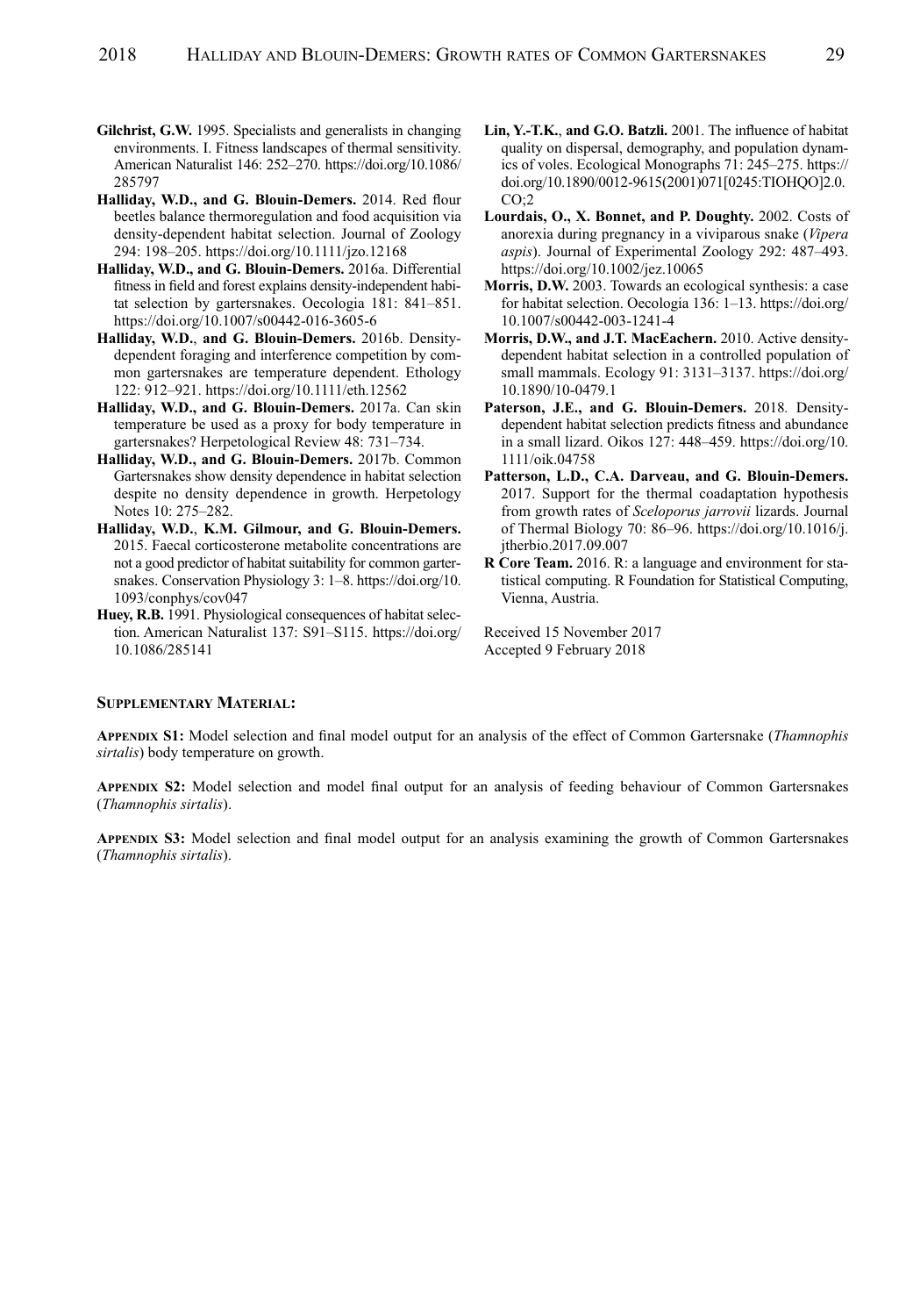**Gilchrist, G.W.** 1995. Specialists and generalists in changing environments. I. Fitness landscapes of thermal sensitivity. American Naturalist 146: 252–270. https://doi.org/10.1086/285797

**Halliday, W.D., and G. Blouin-Demers.** 2014. Red flour beetles balance thermoregulation and food acquisition via density-dependent habitat selection. Journal of Zoology 294: 198–205. https://doi.org/10.1111/jzo.12168

**Halliday, W.D., and G. Blouin-Demers.** 2016a. Differential fitness in field and forest explains density-independent habitat selection by gartersnakes. Oecologia 181: 841–851. https://doi.org/10.1007/s00442-016-3605-6

**Halliday, W.D., and G. Blouin-Demers.** 2016b. Density-dependent foraging and interference competition by common gartersnakes are temperature dependent. Ethology 122: 912–921. https://doi.org/10.1111/eth.12562

**Halliday, W.D., and G. Blouin-Demers.** 2017a. Can skin temperature be used as a proxy for body temperature in gartersnakes? Herpetological Review 48: 731–734.

**Halliday, W.D., and G. Blouin-Demers.** 2017b. Common Gartersnakes show density dependence in habitat selection despite no density dependence in growth. Herpetology Notes 10: 275–282.

**Halliday, W.D., K.M. Gilmour, and G. Blouin-Demers.** 2015. Faecal corticosterone metabolite concentrations are not a good predictor of habitat suitability for common gartersnakes. Conservation Physiology 3: 1–8. https://doi.org/10.1093/conphys/cov047

**Huey, R.B.** 1991. Physiological consequences of habitat selection. American Naturalist 137: S91–S115. https://doi.org/10.1086/285141

**Lin, Y.-T.K., and G.O. Batzli.** 2001. The influence of habitat quality on dispersal, demography, and population dynamics of voles. Ecological Monographs 71: 245–275. https://doi.org/10.1890/0012-9615(2001)071[0245:TIOHQO]2.0.CO;2

**Lourdais, O., X. Bonnet, and P. Doughty.** 2002. Costs of anorexia during pregnancy in a viviparous snake (*Vipera aspis*). Journal of Experimental Zoology 292: 487–493. https://doi.org/10.1002/jez.10065

**Morris, D.W.** 2003. Towards an ecological synthesis: a case for habitat selection. Oecologia 136: 1–13. https://doi.org/10.1007/s00442-003-1241-4

**Morris, D.W., and J.T. MacEachern.** 2010. Active density-dependent habitat selection in a controlled population of small mammals. Ecology 91: 3131–3137. https://doi.org/10.1890/10-0479.1

**Paterson, J.E., and G. Blouin-Demers.** 2018. Density-dependent habitat selection predicts fitness and abundance in a small lizard. Oikos 127: 448–459. https://doi.org/10.1111/oik.04758

**Patterson, L.D., C.A. Darveau, and G. Blouin-Demers.** 2017. Support for the thermal coadaptation hypothesis from growth rates of *Sceloporus jarrovii* lizards. Journal of Thermal Biology 70: 86–96. https://doi.org/10.1016/j.jtherbio.2017.09.007

**R Core Team.** 2016. R: a language and environment for statistical computing. R Foundation for Statistical Computing, Vienna, Austria.

Received 15 November 2017
Accepted 9 February 2018

### Supplementary Material:

**Appendix S1:** Model selection and final model output for an analysis of the effect of Common Gartersnake (*Thamnophis sirtalis*) body temperature on growth.

**Appendix S2:** Model selection and model final output for an analysis of feeding behaviour of Common Gartersnakes (*Thamnophis sirtalis*).

**Appendix S3:** Model selection and final model output for an analysis examining the growth of Common Gartersnakes (*Thamnophis sirtalis*).